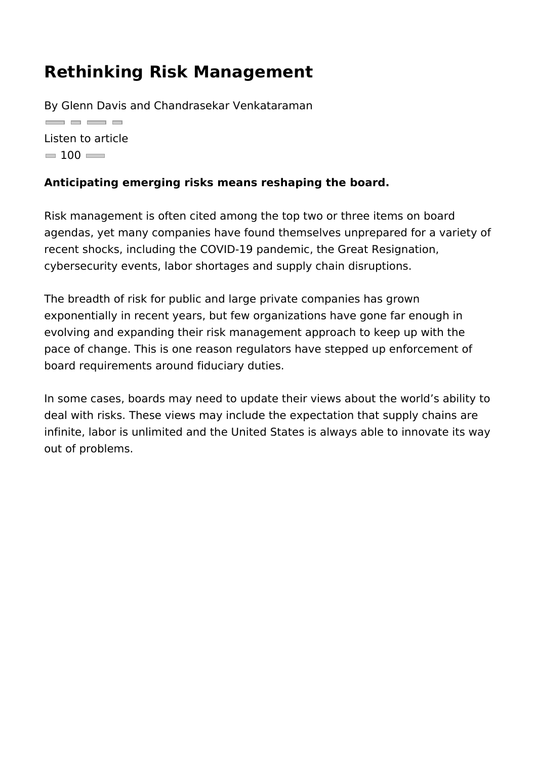# Rethinking Risk Management

By Glenn Davis and Chandrasekar Venkataraman

Listen to article

100

**Anticipating emerging risks means reshaping the board.**

Risk management is often cited among the top two or three items on board agendas, yet many companies have found themselves unprepared for a variety of recent shocks, including the COVID-19 pandemic, the Great Resignation, cybersecurity events, labor shortages and supply chain disruptions.

The breadth of risk for public and large private companies has grown exponentially in recent years, but few organizations have gone far enough in evolving and expanding their risk management approach to keep up with the pace of change. This is one reason regulators have stepped up enforcement of board requirements around fiduciary duties.

In some cases, boards may need to update their views about the world's ability to deal with risks. These views may include the expectation that supply chains are infinite, labor is unlimited and the United States is always able to innovate its way out of problems.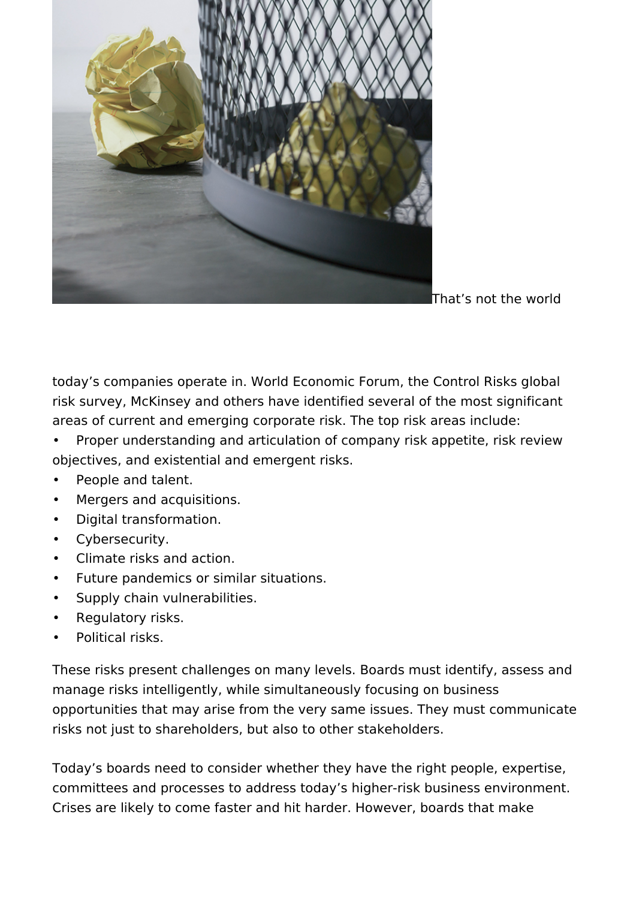That's not the world today's companies operate in. World Economic Forum, the Control Risks global risk survey, McKinsey and others have identified several of the most significant areas of current and emerging corporate risk. The top risk areas include:

- Proper understanding and articulation of company risk appetite, risk review objectives, and existential and emergent risks.
- People and talent.
- Mergers and acquisitions.
- Digital transformation.
- Cybersecurity.
- Climate risks and action.
- Future pandemics or similar situations.
- Supply chain vulnerabilities.
- Regulatory risks.
- Political risks.

These risks present challenges on many levels. Boards must identify, assess and manage risks intelligently, while simultaneously focusing on business opportunities that may arise from the very same issues. They must communicate risks not just to shareholders, but also to other stakeholders.

Today's boards need to consider whether they have the right people, expertise, committees and processes to address today's higher-risk business environment. Crises are likely to come faster and hit harder. However, boards that make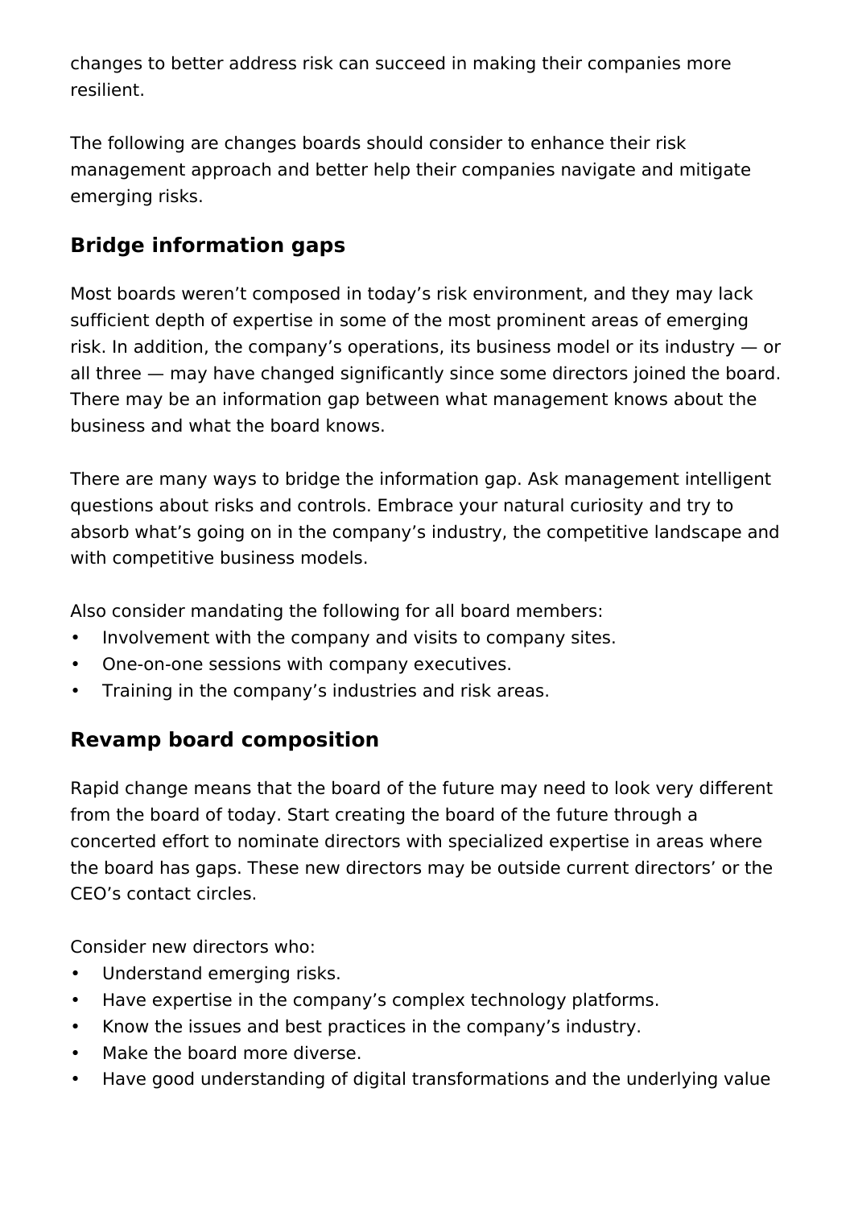changes to better address risk can succeed in making their companies more resilient.

The following are changes boards should consider to enhance their risk management approach and better help their companies navigate and mitigate emerging risks.

## Bridge information gaps

Most boards weren't composed in today's risk environment, and they may lack sufficient depth of expertise in some of the most prominent areas of emerging risk. In addition, the company's operations, its business model or its industry — or all three — may have changed significantly since some directors joined the board. There may be an information gap between what management knows about the business and what the board knows.

There are many ways to bridge the information gap. Ask management intelligent questions about risks and controls. Embrace your natural curiosity and try to absorb what's going on in the company's industry, the competitive landscape and with competitive business models.

Also consider mandating the following for all board members:

- Involvement with the company and visits to company sites.
- One-on-one sessions with company executives.
- Training in the company's industries and risk areas.

## Revamp board composition

Rapid change means that the board of the future may need to look very different from the board of today. Start creating the board of the future through a concerted effort to nominate directors with specialized expertise in areas where the board has gaps. These new directors may be outside current directors' or the CEO's contact circles.

Consider new directors who:

- Understand emerging risks.
- Have expertise in the company's complex technology platforms.
- Know the issues and best practices in the company's industry.
- Make the board more diverse.
- Have good understanding of digital transformations and the underlying value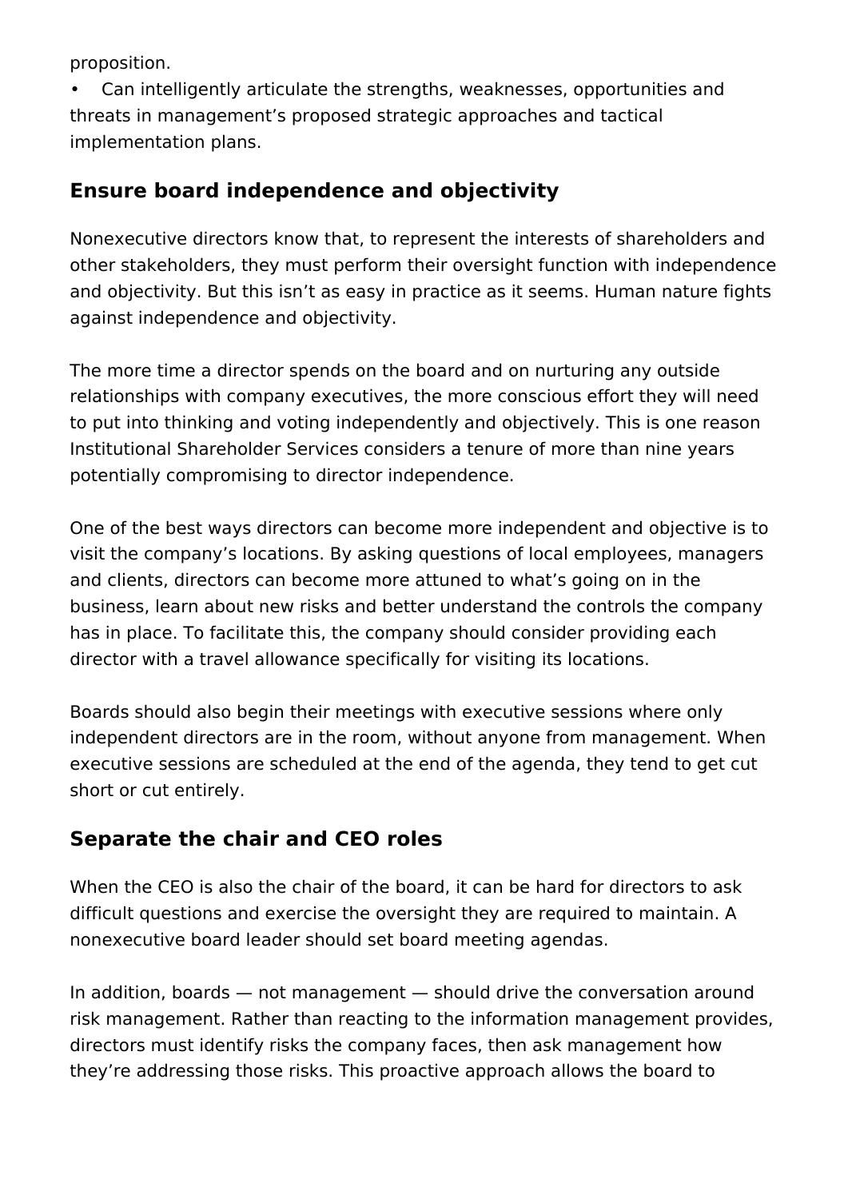proposition.

- Can intelligently articulate the strengths, weaknesses, opportunities and threats in management's proposed strategic approaches and tactical implementation plans.

## Ensure board independence and objectivity

Nonexecutive directors know that, to represent the interests of shareholders and other stakeholders, they must perform their oversight function with independence and objectivity. But this isn't as easy in practice as it seems. Human nature fights against independence and objectivity.

The more time a director spends on the board and on nurturing any outside relationships with company executives, the more conscious effort they will need to put into thinking and voting independently and objectively. This is one reason Institutional Shareholder Services considers a tenure of more than nine years potentially compromising to director independence.

One of the best ways directors can become more independent and objective is to visit the company's locations. By asking questions of local employees, managers and clients, directors can become more attuned to what's going on in the business, learn about new risks and better understand the controls the company has in place. To facilitate this, the company should consider providing each director with a travel allowance specifically for visiting its locations.

Boards should also begin their meetings with executive sessions where only independent directors are in the room, without anyone from management. When executive sessions are scheduled at the end of the agenda, they tend to get cut short or cut entirely.

## Separate the chair and CEO roles

When the CEO is also the chair of the board, it can be hard for directors to ask difficult questions and exercise the oversight they are required to maintain. A nonexecutive board leader should set board meeting agendas.

In addition, boards — not management — should drive the conversation around risk management. Rather than reacting to the information management provides, directors must identify risks the company faces, then ask management how they're addressing those risks. This proactive approach allows the board to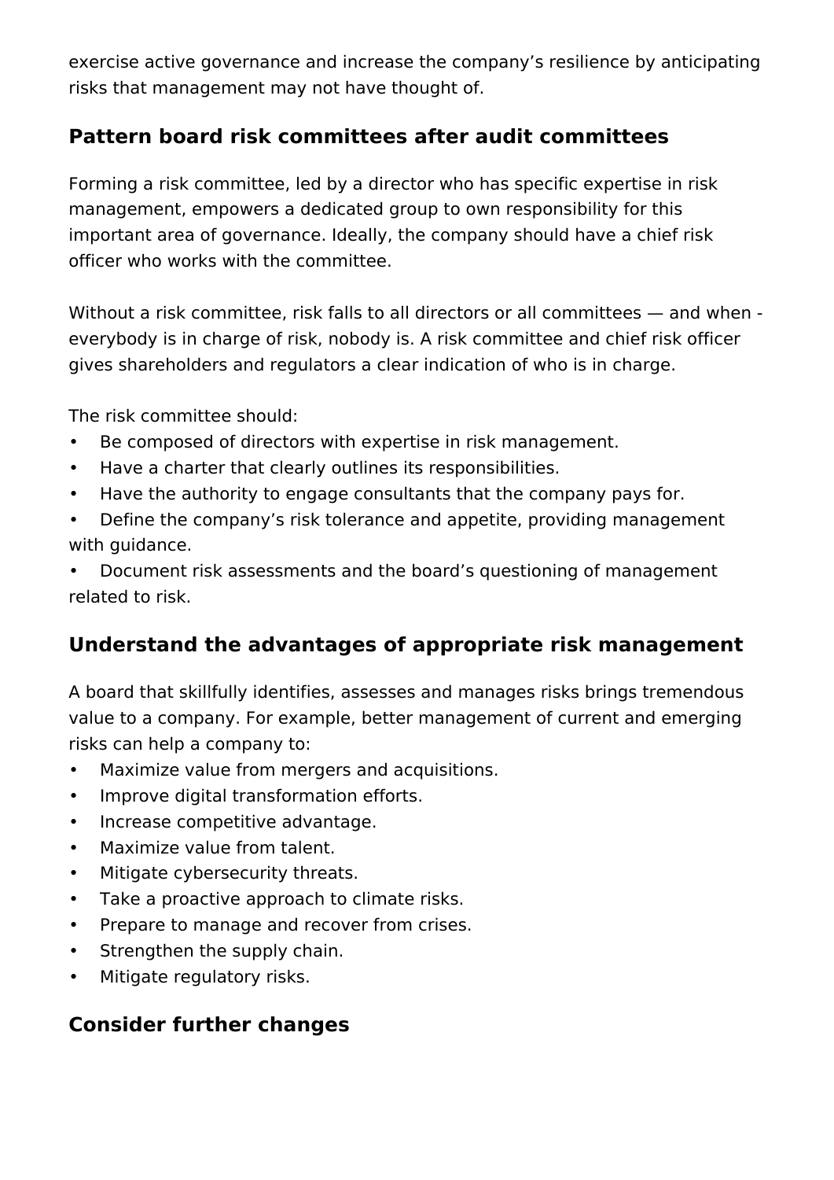exercise active governance and increase the company's resilience by anticipating risks that management may not have thought of.

## Pattern board risk committees after audit committees

Forming a risk committee, led by a director who has specific expertise in risk management, empowers a dedicated group to own responsibility for this important area of governance. Ideally, the company should have a chief risk officer who works with the committee.

Without a risk committee, risk falls to all directors or all committees — and when - everybody is in charge of risk, nobody is. A risk committee and chief risk officer gives shareholders and regulators a clear indication of who is in charge.

The risk committee should:

- Be composed of directors with expertise in risk management.
- Have a charter that clearly outlines its responsibilities.
- Have the authority to engage consultants that the company pays for.
- Define the company's risk tolerance and appetite, providing management with guidance.
- Document risk assessments and the board's questioning of management related to risk.

## Understand the advantages of appropriate risk management

A board that skillfully identifies, assesses and manages risks brings tremendous value to a company. For example, better management of current and emerging risks can help a company to:

- Maximize value from mergers and acquisitions.
- Improve digital transformation efforts.
- Increase competitive advantage.
- Maximize value from talent.
- Mitigate cybersecurity threats.
- Take a proactive approach to climate risks.
- Prepare to manage and recover from crises.
- Strengthen the supply chain.
- Mitigate regulatory risks.

## Consider further changes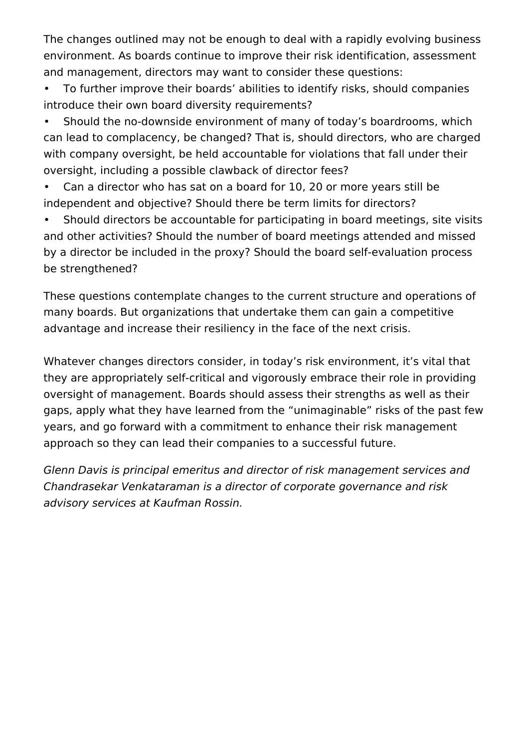The changes outlined may not be enough to deal with a rapidly evolving business environment. As boards continue to improve their risk identification, assessment and management, directors may want to consider these questions:

- To further improve their boards' abilities to identify risks, should companies introduce their own board diversity requirements?
- Should the no-downside environment of many of today's boardrooms, which can lead to complacency, be changed? That is, should directors, who are charged with company oversight, be held accountable for violations that fall under their oversight, including a possible clawback of director fees?
- Can a director who has sat on a board for 10, 20 or more years still be independent and objective? Should there be term limits for directors?
- Should directors be accountable for participating in board meetings, site visits and other activities? Should the number of board meetings attended and missed by a director be included in the proxy? Should the board self-evaluation process be strengthened?

These questions contemplate changes to the current structure and operations of many boards. But organizations that undertake them can gain a competitive advantage and increase their resiliency in the face of the next crisis.

Whatever changes directors consider, in today's risk environment, it's vital that they are appropriately self-critical and vigorously embrace their role in providing oversight of management. Boards should assess their strengths as well as their gaps, apply what they have learned from the "unimaginable" risks of the past few years, and go forward with a commitment to enhance their risk management approach so they can lead their companies to a successful future.

*Glenn Davis is principal emeritus and director of risk management services and Chandrasekar Venkataraman is a director of corporate governance and risk advisory services at Kaufman Rossin.*